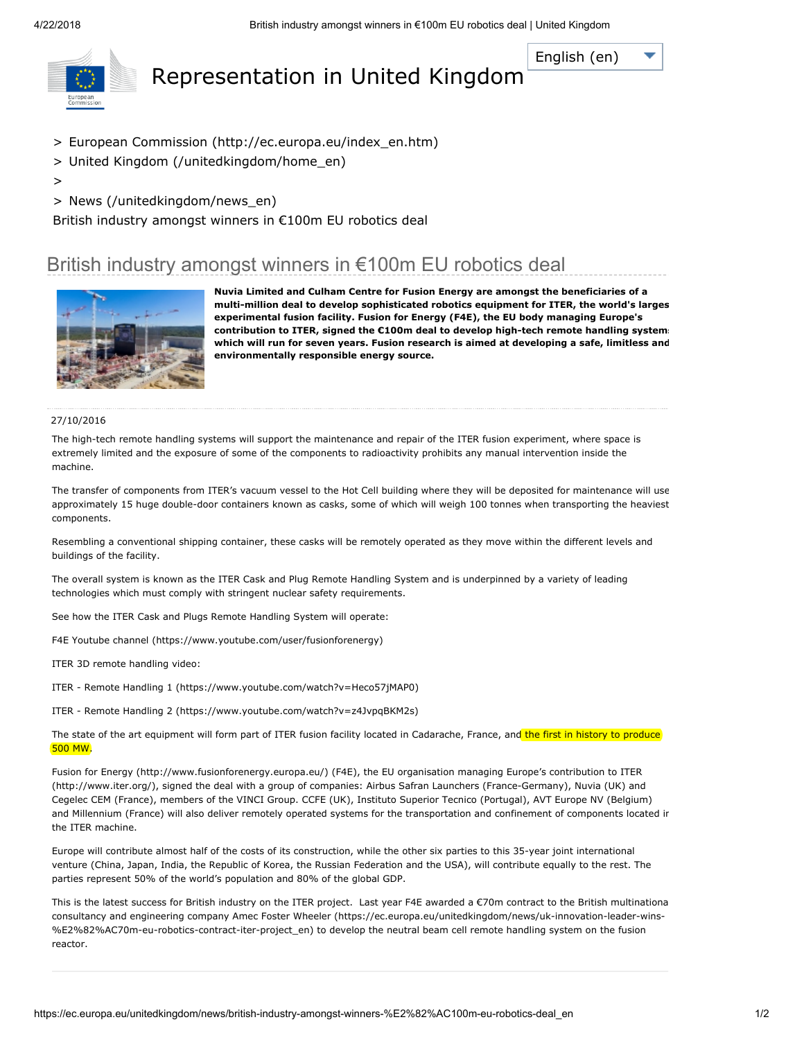Representation in United Kingdom

English (en)

> European Commission (http://ec.europa.eu/index_en.htm)
> United Kingdom (/unitedkingdom/home_en)
>
> News (/unitedkingdom/news_en)

British industry amongst winners in €100m EU robotics deal

# British industry amongst winners in €100m EU robotics deal

**Nuvia Limited and Culham Centre for Fusion Energy are amongst the beneficiaries of a multi-million deal to develop sophisticated robotics equipment for ITER, the world's largest experimental fusion facility. Fusion for Energy (F4E), the EU body managing Europe's contribution to ITER, signed the €100m deal to develop high-tech remote handling systems which will run for seven years. Fusion research is aimed at developing a safe, limitless and environmentally responsible energy source.**

27/10/2016

The high-tech remote handling systems will support the maintenance and repair of the ITER fusion experiment, where space is extremely limited and the exposure of some of the components to radioactivity prohibits any manual intervention inside the machine.

The transfer of components from ITER's vacuum vessel to the Hot Cell building where they will be deposited for maintenance will use approximately 15 huge double-door containers known as casks, some of which will weigh 100 tonnes when transporting the heaviest components.

Resembling a conventional shipping container, these casks will be remotely operated as they move within the different levels and buildings of the facility.

The overall system is known as the ITER Cask and Plug Remote Handling System and is underpinned by a variety of leading technologies which must comply with stringent nuclear safety requirements.

See how the ITER Cask and Plugs Remote Handling System will operate:

F4E Youtube channel (https://www.youtube.com/user/fusionforenergy)

ITER 3D remote handling video:

ITER - Remote Handling 1 (https://www.youtube.com/watch?v=Heco57jMAP0)

ITER - Remote Handling 2 (https://www.youtube.com/watch?v=z4JvpqBKM2s)

The state of the art equipment will form part of ITER fusion facility located in Cadarache, France, and the first in history to produce 500 MW.

Fusion for Energy (http://www.fusionforenergy.europa.eu/) (F4E), the EU organisation managing Europe's contribution to ITER (http://www.iter.org/), signed the deal with a group of companies: Airbus Safran Launchers (France-Germany), Nuvia (UK) and Cegelec CEM (France), members of the VINCI Group. CCFE (UK), Instituto Superior Tecnico (Portugal), AVT Europe NV (Belgium) and Millennium (France) will also deliver remotely operated systems for the transportation and confinement of components located in the ITER machine.

Europe will contribute almost half of the costs of its construction, while the other six parties to this 35-year joint international venture (China, Japan, India, the Republic of Korea, the Russian Federation and the USA), will contribute equally to the rest. The parties represent 50% of the world's population and 80% of the global GDP.

This is the latest success for British industry on the ITER project. Last year F4E awarded a €70m contract to the British multinational consultancy and engineering company Amec Foster Wheeler (https://ec.europa.eu/unitedkingdom/news/uk-innovation-leader-wins-%E2%82%AC70m-eu-robotics-contract-iter-project_en) to develop the neutral beam cell remote handling system on the fusion reactor.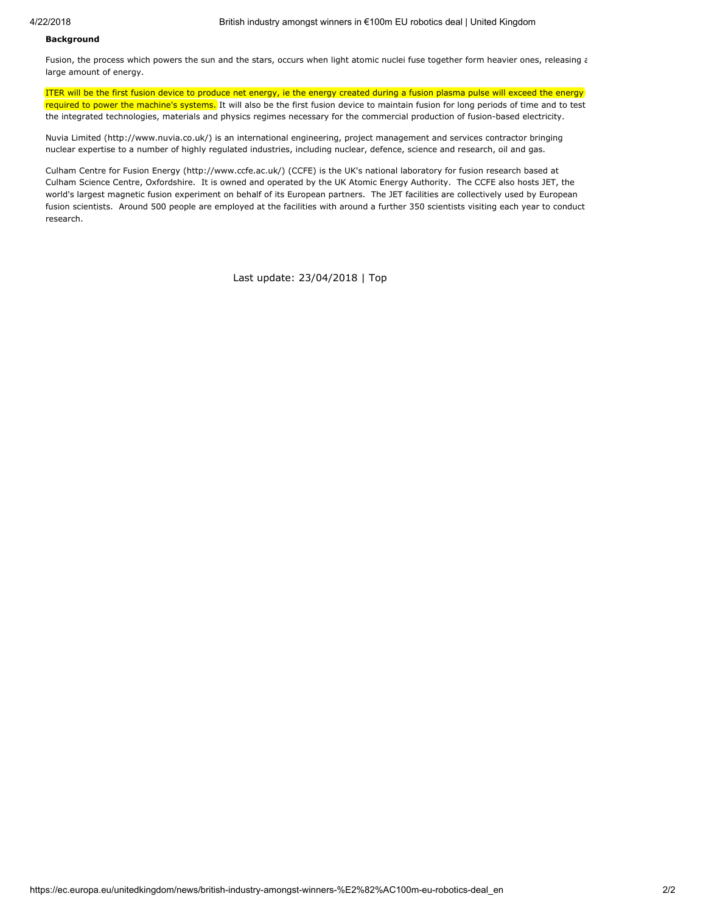**Background**

Fusion, the process which powers the sun and the stars, occurs when light atomic nuclei fuse together form heavier ones, releasing a large amount of energy.

ITER will be the first fusion device to produce net energy, ie the energy created during a fusion plasma pulse will exceed the energy required to power the machine's systems. It will also be the first fusion device to maintain fusion for long periods of time and to test the integrated technologies, materials and physics regimes necessary for the commercial production of fusion-based electricity.

Nuvia Limited (http://www.nuvia.co.uk/) is an international engineering, project management and services contractor bringing nuclear expertise to a number of highly regulated industries, including nuclear, defence, science and research, oil and gas.

Culham Centre for Fusion Energy (http://www.ccfe.ac.uk/) (CCFE) is the UK's national laboratory for fusion research based at Culham Science Centre, Oxfordshire. It is owned and operated by the UK Atomic Energy Authority. The CCFE also hosts JET, the world's largest magnetic fusion experiment on behalf of its European partners. The JET facilities are collectively used by European fusion scientists. Around 500 people are employed at the facilities with around a further 350 scientists visiting each year to conduct research.

Last update: 23/04/2018 | Top